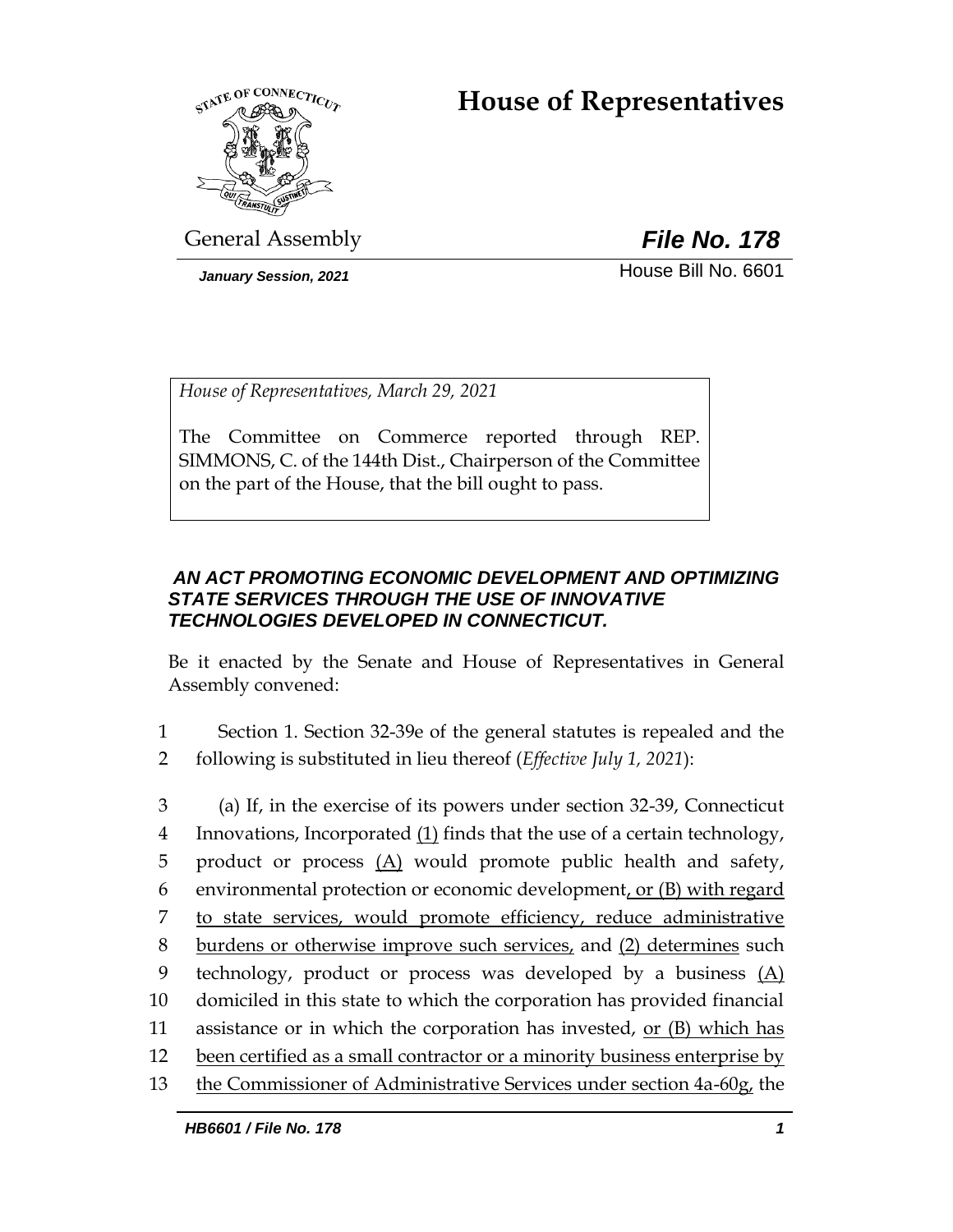# House of Representatives

General Assembly

***File No. 178***

*January Session, 2021*

House Bill No. 6601

*House of Representatives, March 29, 2021*

The Committee on Commerce reported through REP. SIMMONS, C. of the 144th Dist., Chairperson of the Committee on the part of the House, that the bill ought to pass.

***AN ACT PROMOTING ECONOMIC DEVELOPMENT AND OPTIMIZING STATE SERVICES THROUGH THE USE OF INNOVATIVE TECHNOLOGIES DEVELOPED IN CONNECTICUT.***

Be it enacted by the Senate and House of Representatives in General Assembly convened:

1 Section 1. Section 32-39e of the general statutes is repealed and the
2 following is substituted in lieu thereof (*Effective July 1, 2021*):

3 (a) If, in the exercise of its powers under section 32-39, Connecticut
4 Innovations, Incorporated <u>(1)</u> finds that the use of a certain technology,
5 product or process <u>(A)</u> would promote public health and safety,
6 environmental protection or economic development<u>, or (B) with regard</u>
7 <u>to state services, would promote efficiency, reduce administrative</u>
8 <u>burdens or otherwise improve such services,</u> and <u>(2) determines</u> such
9 technology, product or process was developed by a business <u>(A)</u>
10 domiciled in this state to which the corporation has provided financial
11 assistance or in which the corporation has invested, <u>or (B) which has</u>
12 <u>been certified as a small contractor or a minority business enterprise by</u>
13 <u>the Commissioner of Administrative Services under section 4a-60g,</u> the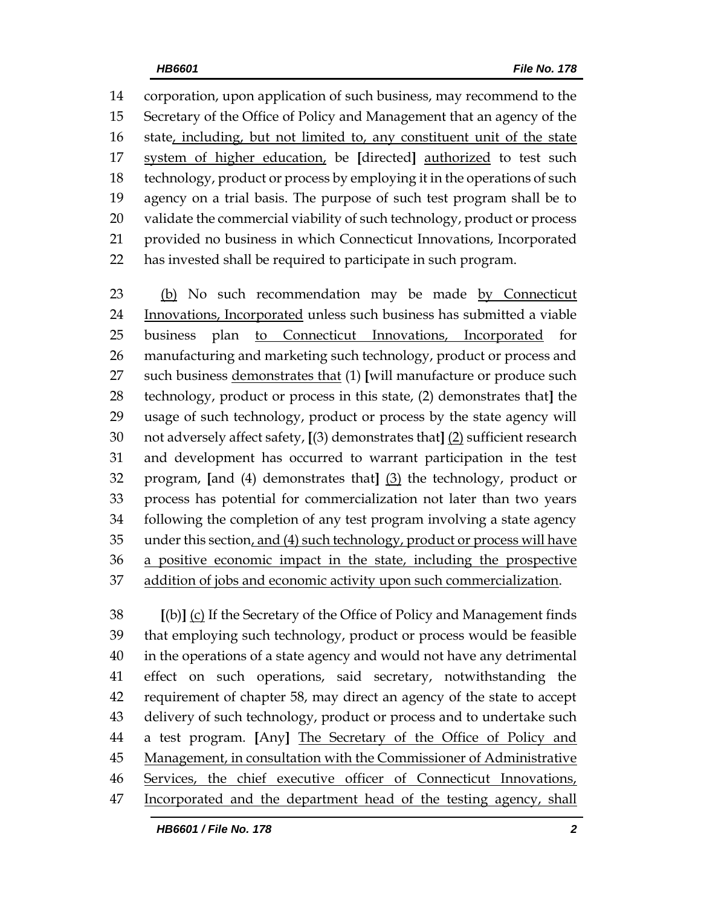14 corporation, upon application of such business, may recommend to the
15 Secretary of the Office of Policy and Management that an agency of the
16 state<u>, including, but not limited to, any constituent unit of the state</u>
17 <u>system of higher education,</u> be **[**directed**]** <u>authorized</u> to test such
18 technology, product or process by employing it in the operations of such
19 agency on a trial basis. The purpose of such test program shall be to
20 validate the commercial viability of such technology, product or process
21 provided no business in which Connecticut Innovations, Incorporated
22 has invested shall be required to participate in such program.

23 <u>(b)</u> No such recommendation may be made <u>by Connecticut</u>
24 <u>Innovations, Incorporated</u> unless such business has submitted a viable
25 business plan <u>to Connecticut Innovations, Incorporated</u> for
26 manufacturing and marketing such technology, product or process and
27 such business <u>demonstrates that</u> (1) **[**will manufacture or produce such
28 technology, product or process in this state, (2) demonstrates that**]** the
29 usage of such technology, product or process by the state agency will
30 not adversely affect safety, **[**(3) demonstrates that**]** <u>(2)</u> sufficient research
31 and development has occurred to warrant participation in the test
32 program, **[**and (4) demonstrates that**]** <u>(3)</u> the technology, product or
33 process has potential for commercialization not later than two years
34 following the completion of any test program involving a state agency
35 under this section<u>, and (4) such technology, product or process will have</u>
36 <u>a positive economic impact in the state, including the prospective</u>
37 <u>addition of jobs and economic activity upon such commercialization</u>.

38 **[**(b)**]** <u>(c)</u> If the Secretary of the Office of Policy and Management finds
39 that employing such technology, product or process would be feasible
40 in the operations of a state agency and would not have any detrimental
41 effect on such operations, said secretary, notwithstanding the
42 requirement of chapter 58, may direct an agency of the state to accept
43 delivery of such technology, product or process and to undertake such
44 a test program. **[**Any**]** <u>The Secretary of the Office of Policy and</u>
45 <u>Management, in consultation with the Commissioner of Administrative</u>
46 <u>Services, the chief executive officer of Connecticut Innovations,</u>
47 <u>Incorporated and the department head of the testing agency, shall</u>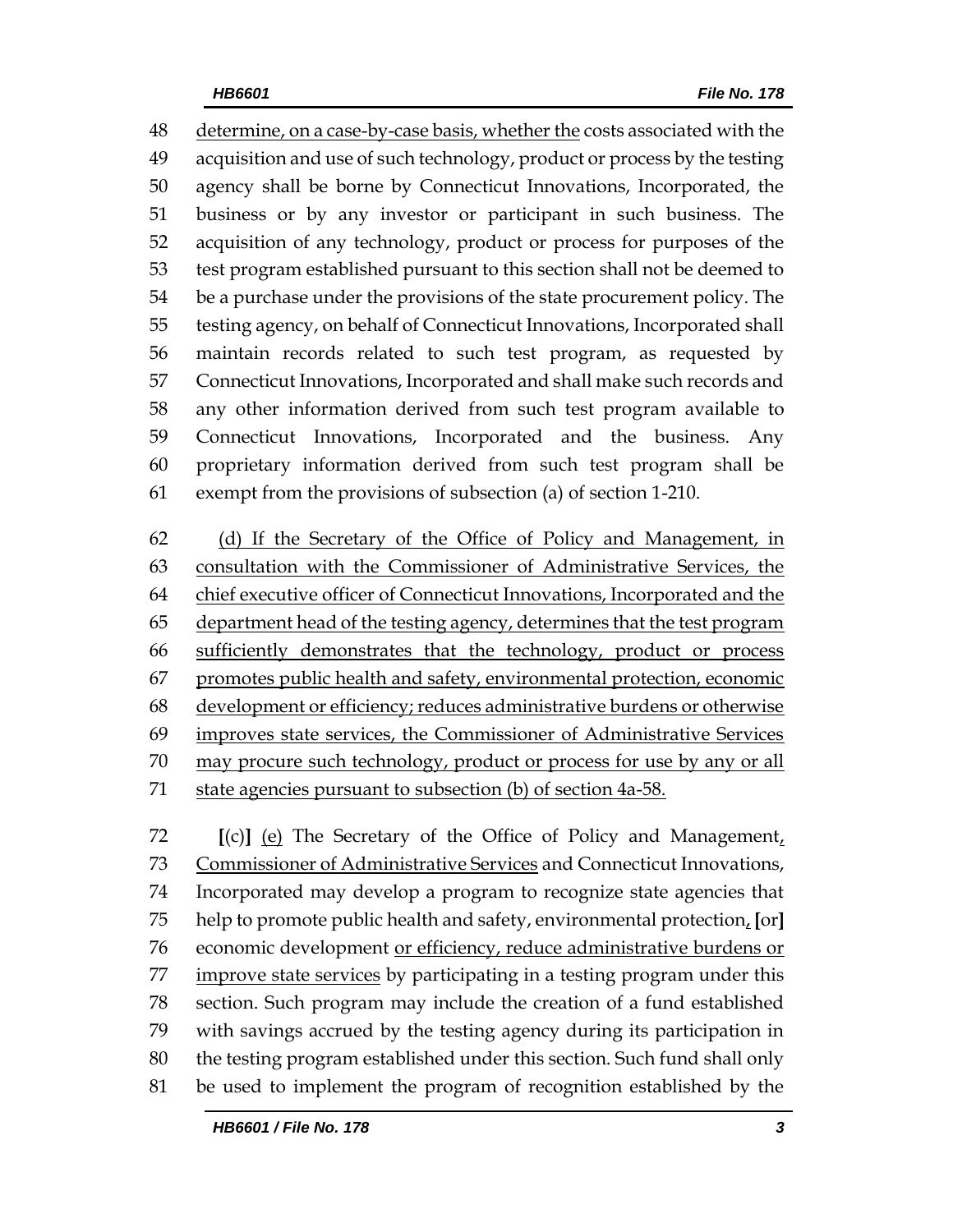determine, on a case-by-case basis, whether the costs associated with the acquisition and use of such technology, product or process by the testing agency shall be borne by Connecticut Innovations, Incorporated, the business or by any investor or participant in such business. The acquisition of any technology, product or process for purposes of the test program established pursuant to this section shall not be deemed to be a purchase under the provisions of the state procurement policy. The testing agency, on behalf of Connecticut Innovations, Incorporated shall maintain records related to such test program, as requested by Connecticut Innovations, Incorporated and shall make such records and any other information derived from such test program available to Connecticut Innovations, Incorporated and the business. Any proprietary information derived from such test program shall be exempt from the provisions of subsection (a) of section 1-210.

(d) If the Secretary of the Office of Policy and Management, in consultation with the Commissioner of Administrative Services, the chief executive officer of Connecticut Innovations, Incorporated and the department head of the testing agency, determines that the test program sufficiently demonstrates that the technology, product or process promotes public health and safety, environmental protection, economic development or efficiency; reduces administrative burdens or otherwise improves state services, the Commissioner of Administrative Services may procure such technology, product or process for use by any or all state agencies pursuant to subsection (b) of section 4a-58.

[(c)] (e) The Secretary of the Office of Policy and Management, Commissioner of Administrative Services and Connecticut Innovations, Incorporated may develop a program to recognize state agencies that help to promote public health and safety, environmental protection, [or] economic development or efficiency, reduce administrative burdens or improve state services by participating in a testing program under this section. Such program may include the creation of a fund established with savings accrued by the testing agency during its participation in the testing program established under this section. Such fund shall only be used to implement the program of recognition established by the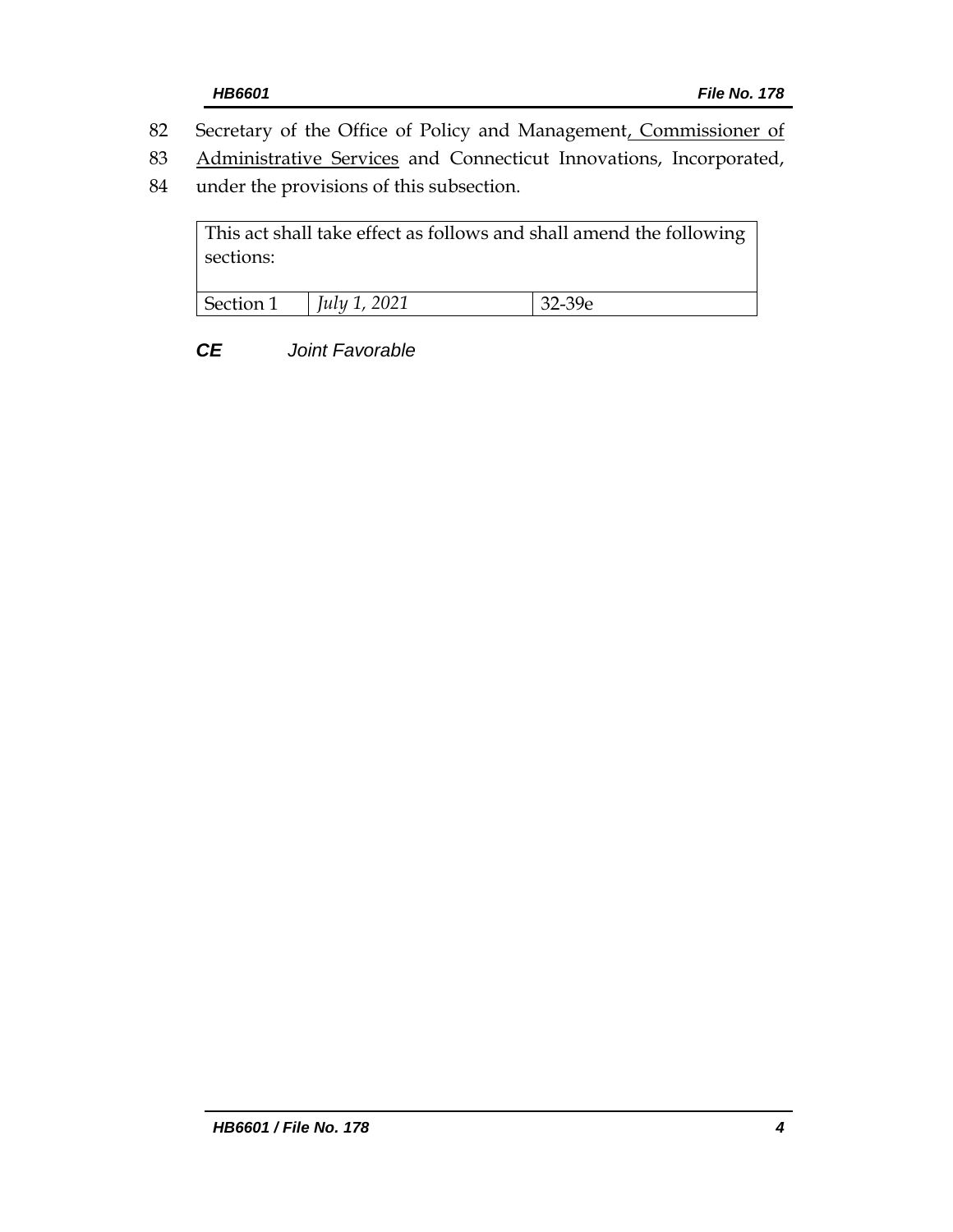82 Secretary of the Office of Policy and Management<u>, Commissioner of</u>
83 <u>Administrative Services</u> and Connecticut Innovations, Incorporated,
84 under the provisions of this subsection.

| This act shall take effect as follows and shall amend the following sections: | | |
|---|---|---|
| Section 1 | *July 1, 2021* | 32-39e |

***CE*** *Joint Favorable*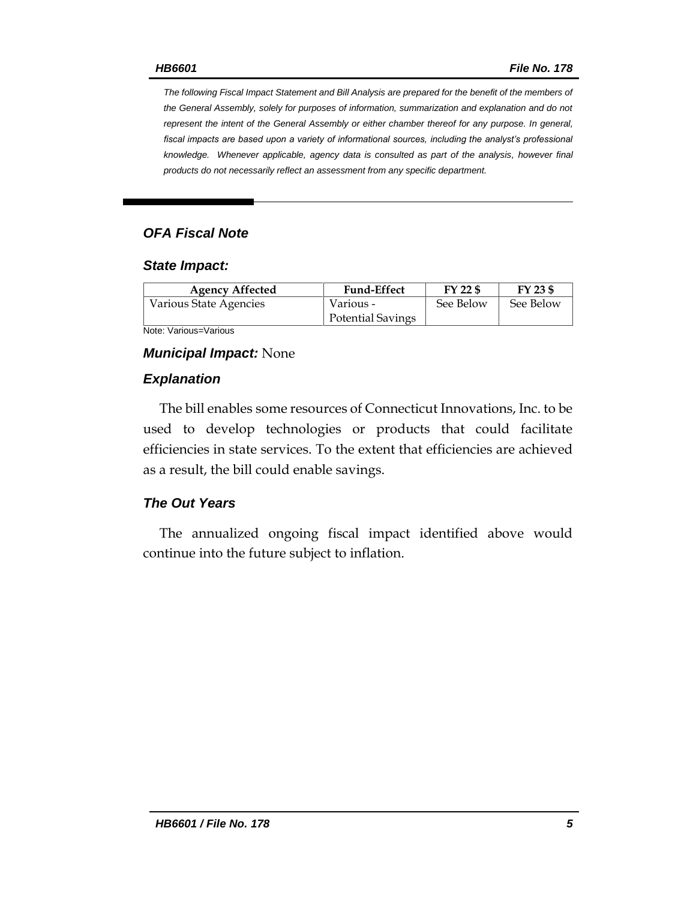*The following Fiscal Impact Statement and Bill Analysis are prepared for the benefit of the members of the General Assembly, solely for purposes of information, summarization and explanation and do not represent the intent of the General Assembly or either chamber thereof for any purpose. In general, fiscal impacts are based upon a variety of informational sources, including the analyst's professional knowledge. Whenever applicable, agency data is consulted as part of the analysis, however final products do not necessarily reflect an assessment from any specific department.*

## OFA Fiscal Note

### State Impact:

| Agency Affected | Fund-Effect | FY 22 $ | FY 23 $ |
|---|---|---|---|
| Various State Agencies | Various - Potential Savings | See Below | See Below |

Note: Various=Various

### Municipal Impact: None

### Explanation

The bill enables some resources of Connecticut Innovations, Inc. to be used to develop technologies or products that could facilitate efficiencies in state services. To the extent that efficiencies are achieved as a result, the bill could enable savings.

### The Out Years

The annualized ongoing fiscal impact identified above would continue into the future subject to inflation.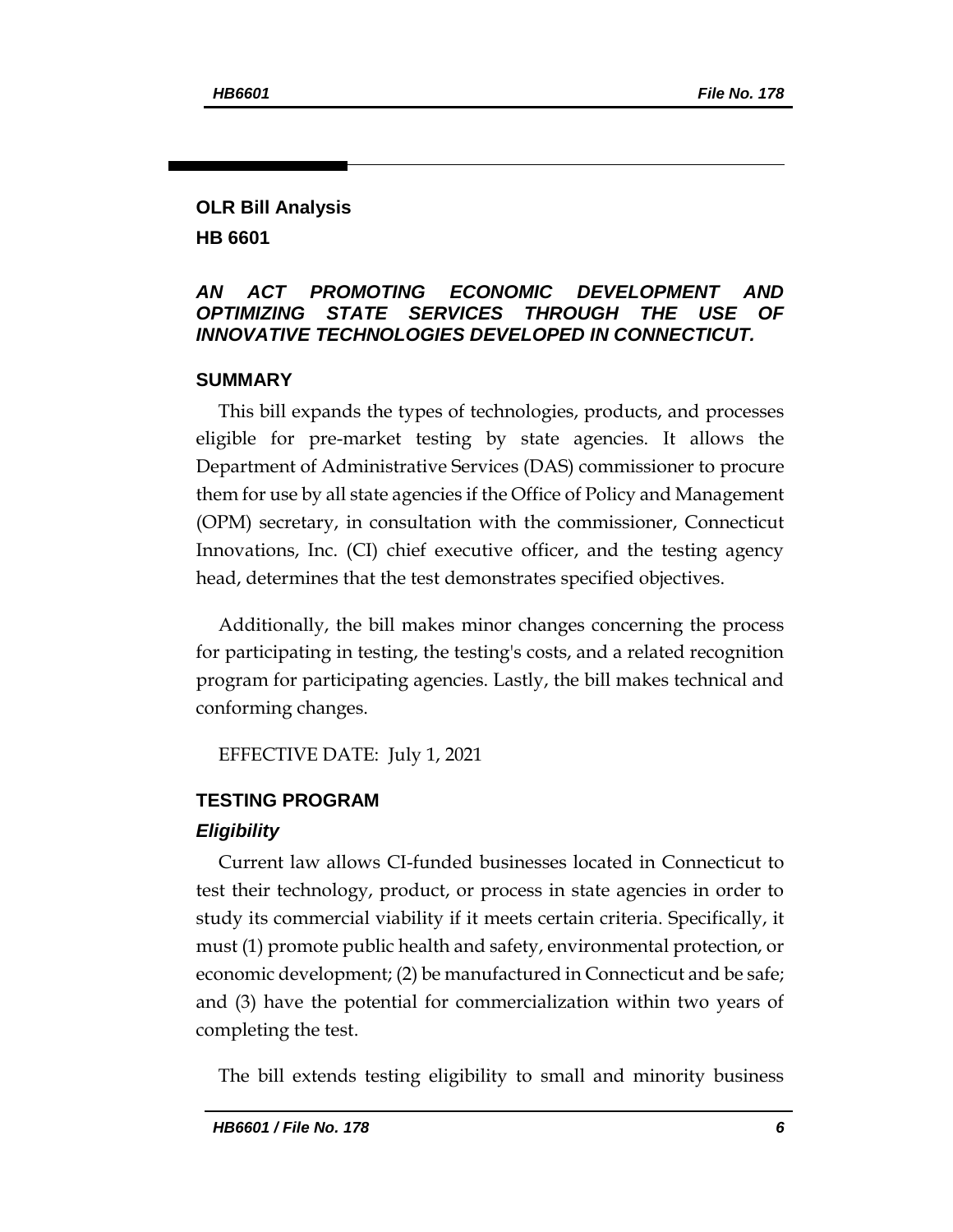## OLR Bill Analysis

## HB 6601

### *AN ACT PROMOTING ECONOMIC DEVELOPMENT AND OPTIMIZING STATE SERVICES THROUGH THE USE OF INNOVATIVE TECHNOLOGIES DEVELOPED IN CONNECTICUT.*

### SUMMARY

This bill expands the types of technologies, products, and processes eligible for pre-market testing by state agencies. It allows the Department of Administrative Services (DAS) commissioner to procure them for use by all state agencies if the Office of Policy and Management (OPM) secretary, in consultation with the commissioner, Connecticut Innovations, Inc. (CI) chief executive officer, and the testing agency head, determines that the test demonstrates specified objectives.

Additionally, the bill makes minor changes concerning the process for participating in testing, the testing's costs, and a related recognition program for participating agencies. Lastly, the bill makes technical and conforming changes.

EFFECTIVE DATE: July 1, 2021

### TESTING PROGRAM

#### *Eligibility*

Current law allows CI-funded businesses located in Connecticut to test their technology, product, or process in state agencies in order to study its commercial viability if it meets certain criteria. Specifically, it must (1) promote public health and safety, environmental protection, or economic development; (2) be manufactured in Connecticut and be safe; and (3) have the potential for commercialization within two years of completing the test.

The bill extends testing eligibility to small and minority business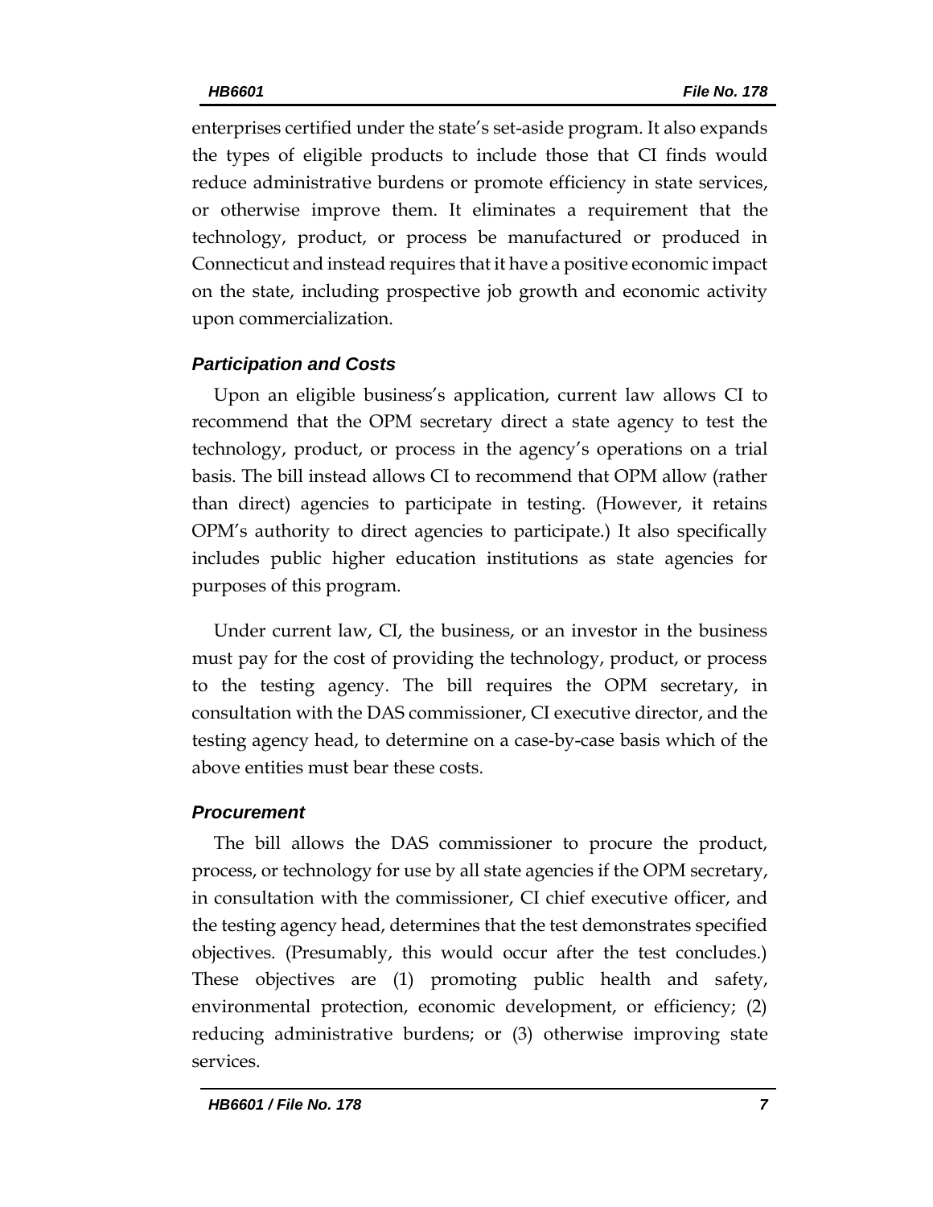enterprises certified under the state's set-aside program. It also expands the types of eligible products to include those that CI finds would reduce administrative burdens or promote efficiency in state services, or otherwise improve them. It eliminates a requirement that the technology, product, or process be manufactured or produced in Connecticut and instead requires that it have a positive economic impact on the state, including prospective job growth and economic activity upon commercialization.

### *Participation and Costs*

Upon an eligible business's application, current law allows CI to recommend that the OPM secretary direct a state agency to test the technology, product, or process in the agency's operations on a trial basis. The bill instead allows CI to recommend that OPM allow (rather than direct) agencies to participate in testing. (However, it retains OPM's authority to direct agencies to participate.) It also specifically includes public higher education institutions as state agencies for purposes of this program.

Under current law, CI, the business, or an investor in the business must pay for the cost of providing the technology, product, or process to the testing agency. The bill requires the OPM secretary, in consultation with the DAS commissioner, CI executive director, and the testing agency head, to determine on a case-by-case basis which of the above entities must bear these costs.

### *Procurement*

The bill allows the DAS commissioner to procure the product, process, or technology for use by all state agencies if the OPM secretary, in consultation with the commissioner, CI chief executive officer, and the testing agency head, determines that the test demonstrates specified objectives. (Presumably, this would occur after the test concludes.) These objectives are (1) promoting public health and safety, environmental protection, economic development, or efficiency; (2) reducing administrative burdens; or (3) otherwise improving state services.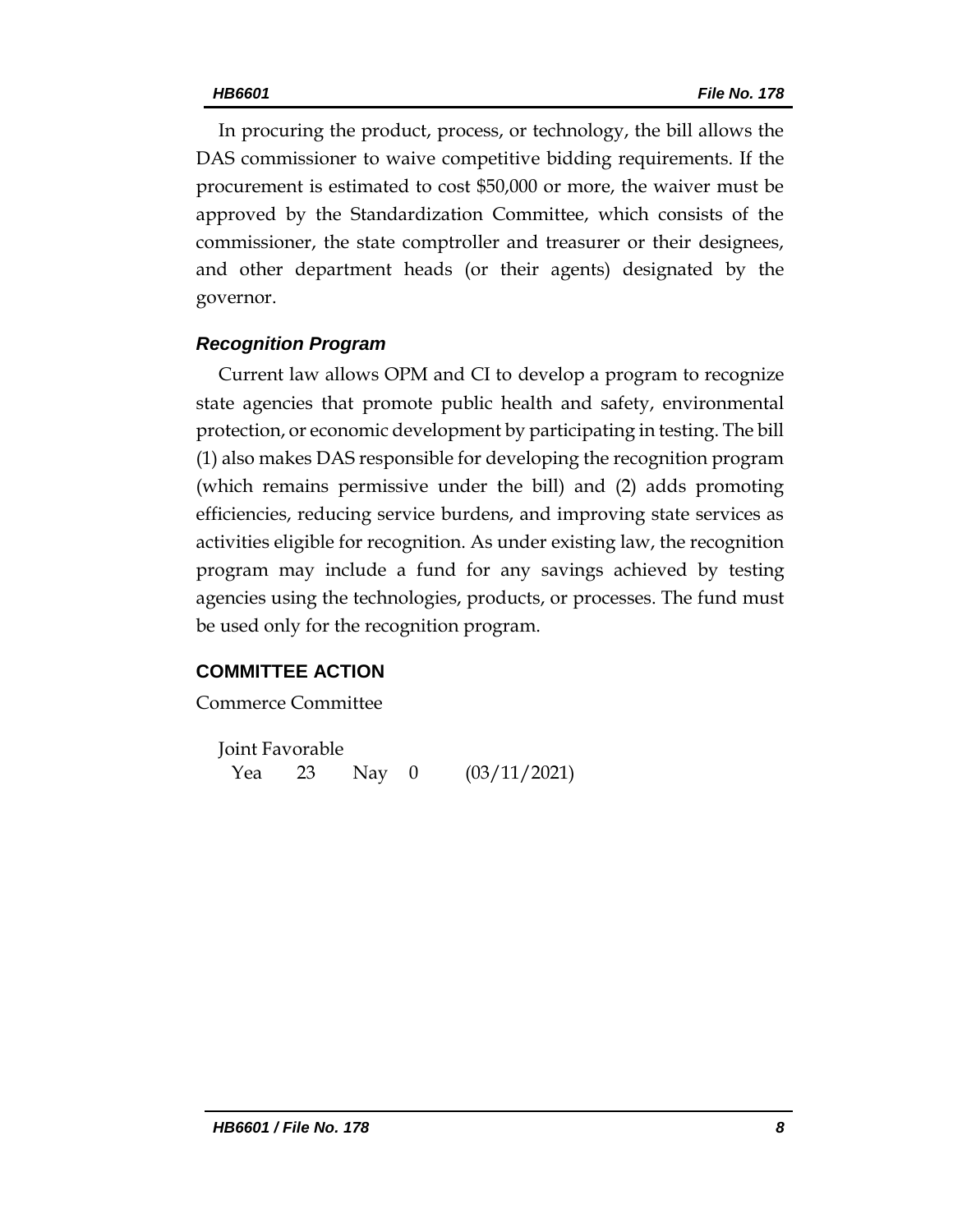In procuring the product, process, or technology, the bill allows the DAS commissioner to waive competitive bidding requirements. If the procurement is estimated to cost $50,000 or more, the waiver must be approved by the Standardization Committee, which consists of the commissioner, the state comptroller and treasurer or their designees, and other department heads (or their agents) designated by the governor.

### *Recognition Program*

Current law allows OPM and CI to develop a program to recognize state agencies that promote public health and safety, environmental protection, or economic development by participating in testing. The bill (1) also makes DAS responsible for developing the recognition program (which remains permissive under the bill) and (2) adds promoting efficiencies, reducing service burdens, and improving state services as activities eligible for recognition. As under existing law, the recognition program may include a fund for any savings achieved by testing agencies using the technologies, products, or processes. The fund must be used only for the recognition program.

## COMMITTEE ACTION

Commerce Committee

Joint Favorable

| | | | | |
|---|---|---|---|---|
| Yea | 23 | Nay | 0 | (03/11/2021) |